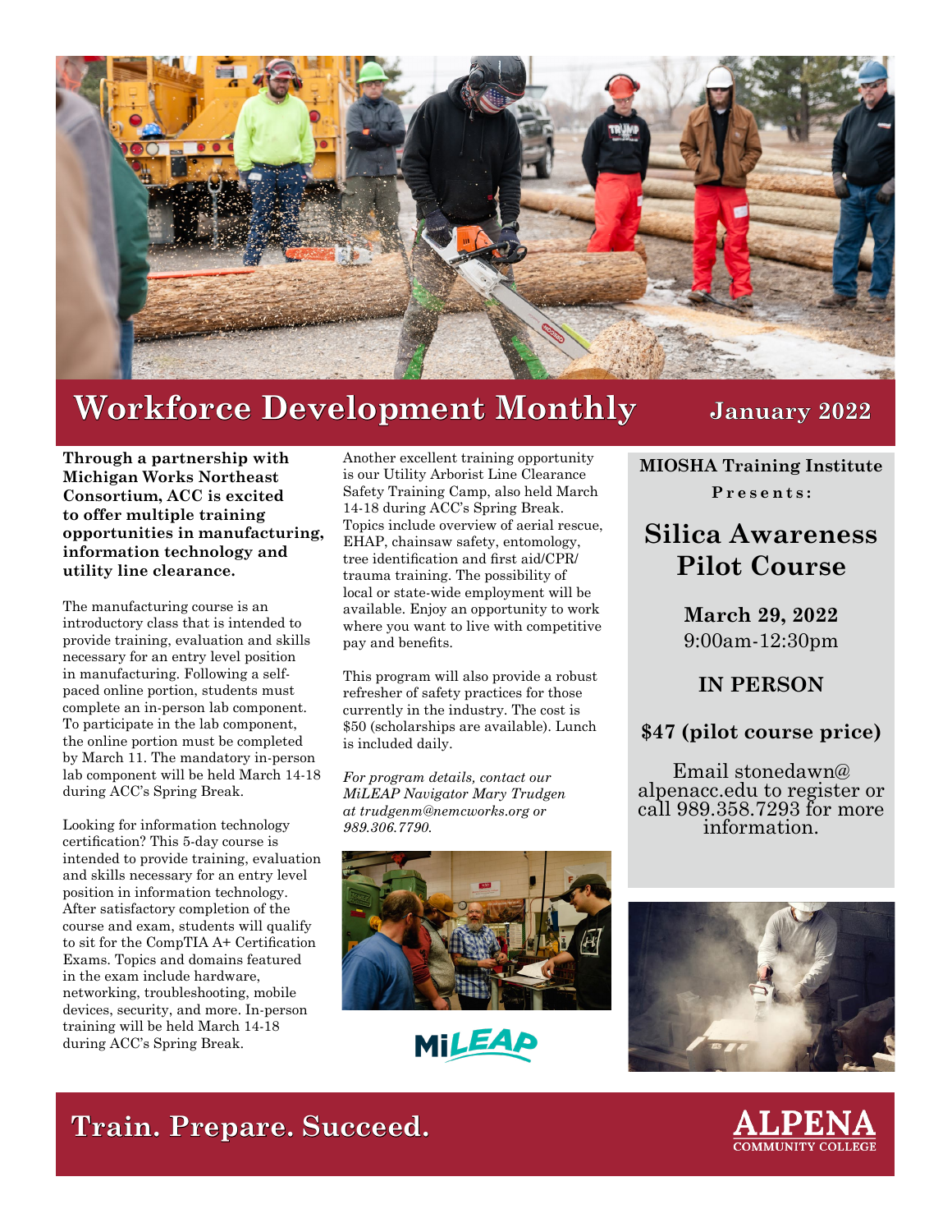# Workforce Development Monthly

**January 2022**

**Through a partnership with Michigan Works Northeast Consortium, ACC is excited to offer multiple training opportunities in manufacturing, information technology and utility line clearance.**

The manufacturing course is an introductory class that is intended to provide training, evaluation and skills necessary for an entry level position in manufacturing. Following a self-paced online portion, students must complete an in-person lab component. To participate in the lab component, the online portion must be completed by March 11. The mandatory in-person lab component will be held March 14-18 during ACC's Spring Break.

Looking for information technology certification? This 5-day course is intended to provide training, evaluation and skills necessary for an entry level position in information technology. After satisfactory completion of the course and exam, students will qualify to sit for the CompTIA A+ Certification Exams. Topics and domains featured in the exam include hardware, networking, troubleshooting, mobile devices, security, and more. In-person training will be held March 14-18 during ACC's Spring Break.

Another excellent training opportunity is our Utility Arborist Line Clearance Safety Training Camp, also held March 14-18 during ACC's Spring Break. Topics include overview of aerial rescue, EHAP, chainsaw safety, entomology, tree identification and first aid/CPR/trauma training. The possibility of local or state-wide employment will be available. Enjoy an opportunity to work where you want to live with competitive pay and benefits.

This program will also provide a robust refresher of safety practices for those currently in the industry. The cost is $50 (scholarships are available). Lunch is included daily.

*For program details, contact our MiLEAP Navigator Mary Trudgen at trudgenm@nemcworks.org or 989.306.7790.*

MiLEAP

**MIOSHA Training Institute**

**Presents:**

## Silica Awareness Pilot Course

**March 29, 2022**
9:00am-12:30pm

**IN PERSON**

**$47 (pilot course price)**

Email stonedawn@alpenacc.edu to register or call 989.358.7293 for more information.

**Train. Prepare. Succeed.**

ALPENA COMMUNITY COLLEGE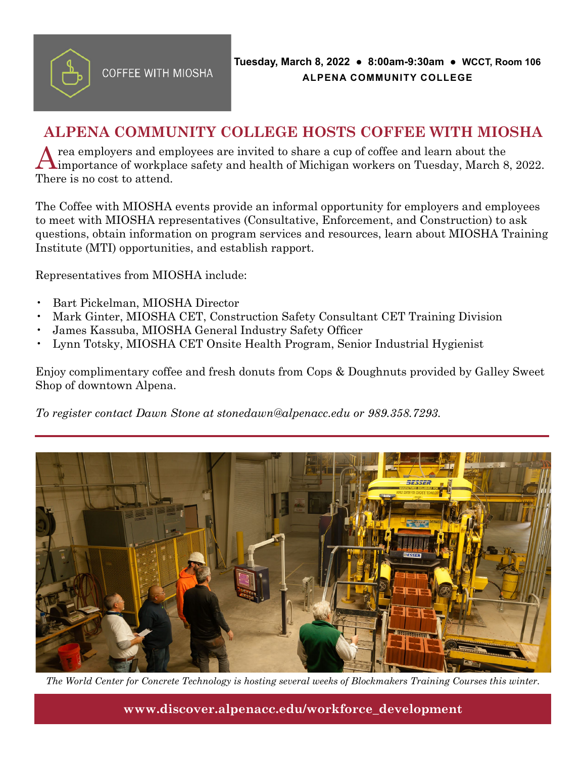COFFEE WITH MIOSHA

**Tuesday, March 8, 2022 ● 8:00am-9:30am ● WCCT, Room 106**
**ALPENA COMMUNITY COLLEGE**

## ALPENA COMMUNITY COLLEGE HOSTS COFFEE WITH MIOSHA

Area employers and employees are invited to share a cup of coffee and learn about the importance of workplace safety and health of Michigan workers on Tuesday, March 8, 2022. There is no cost to attend.

The Coffee with MIOSHA events provide an informal opportunity for employers and employees to meet with MIOSHA representatives (Consultative, Enforcement, and Construction) to ask questions, obtain information on program services and resources, learn about MIOSHA Training Institute (MTI) opportunities, and establish rapport.

Representatives from MIOSHA include:

- Bart Pickelman, MIOSHA Director
- Mark Ginter, MIOSHA CET, Construction Safety Consultant CET Training Division
- James Kassuba, MIOSHA General Industry Safety Officer
- Lynn Totsky, MIOSHA CET Onsite Health Program, Senior Industrial Hygienist

Enjoy complimentary coffee and fresh donuts from Cops & Doughnuts provided by Galley Sweet Shop of downtown Alpena.

*To register contact Dawn Stone at stonedawn@alpenacc.edu or 989.358.7293.*

*The World Center for Concrete Technology is hosting several weeks of Blockmakers Training Courses this winter.*

**www.discover.alpenacc.edu/workforce_development**